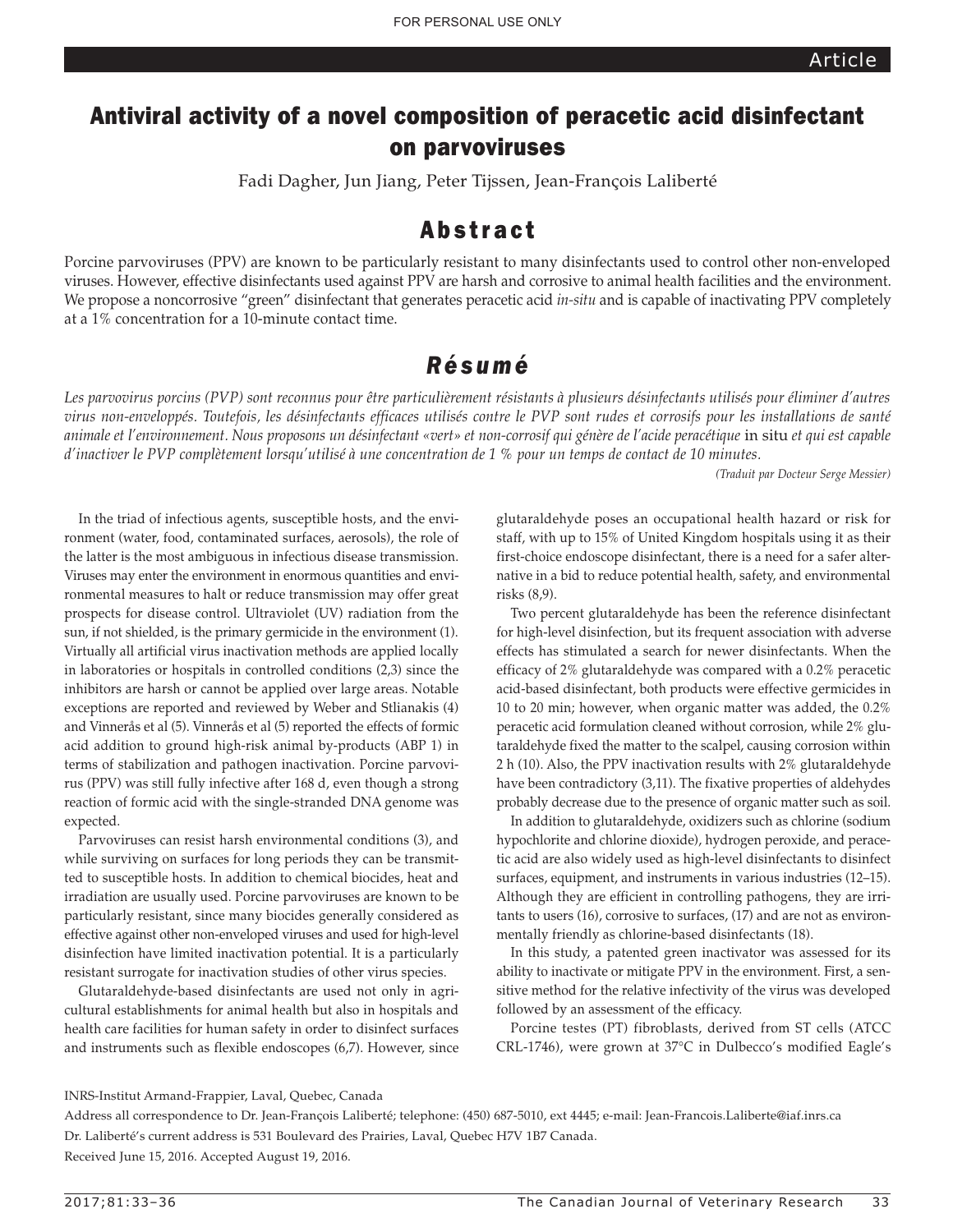# Antiviral activity of a novel composition of peracetic acid disinfectant on parvoviruses

Fadi Dagher, Jun Jiang, Peter Tijssen, Jean-François Laliberté

## Abstract

Porcine parvoviruses (PPV) are known to be particularly resistant to many disinfectants used to control other non-enveloped viruses. However, effective disinfectants used against PPV are harsh and corrosive to animal health facilities and the environment. We propose a noncorrosive "green" disinfectant that generates peracetic acid *in-situ* and is capable of inactivating PPV completely at a 1% concentration for a 10-minute contact time.

## Résumé

*Les parvovirus porcins (PVP) sont reconnus pour être particulièrement résistants à plusieurs désinfectants utilisés pour éliminer d'autres virus non-enveloppés. Toutefois, les désinfectants efficaces utilisés contre le PVP sont rudes et corrosifs pour les installations de santé animale et l'environnement. Nous proposons un désinfectant «vert» et non-corrosif qui génère de l'acide peracétique* in situ *et qui est capable d'inactiver le PVP complètement lorsqu'utilisé à une concentration de 1 % pour un temps de contact de 10 minutes.*

*(Traduit par Docteur Serge Messier)*

In the triad of infectious agents, susceptible hosts, and the environment (water, food, contaminated surfaces, aerosols), the role of the latter is the most ambiguous in infectious disease transmission. Viruses may enter the environment in enormous quantities and environmental measures to halt or reduce transmission may offer great prospects for disease control. Ultraviolet (UV) radiation from the sun, if not shielded, is the primary germicide in the environment (1). Virtually all artificial virus inactivation methods are applied locally in laboratories or hospitals in controlled conditions (2,3) since the inhibitors are harsh or cannot be applied over large areas. Notable exceptions are reported and reviewed by Weber and Stlianakis (4) and Vinnerås et al (5). Vinnerås et al (5) reported the effects of formic acid addition to ground high-risk animal by-products (ABP 1) in terms of stabilization and pathogen inactivation. Porcine parvovirus (PPV) was still fully infective after 168 d, even though a strong reaction of formic acid with the single-stranded DNA genome was expected.

Parvoviruses can resist harsh environmental conditions (3), and while surviving on surfaces for long periods they can be transmitted to susceptible hosts. In addition to chemical biocides, heat and irradiation are usually used. Porcine parvoviruses are known to be particularly resistant, since many biocides generally considered as effective against other non-enveloped viruses and used for high-level disinfection have limited inactivation potential. It is a particularly resistant surrogate for inactivation studies of other virus species.

Glutaraldehyde-based disinfectants are used not only in agricultural establishments for animal health but also in hospitals and health care facilities for human safety in order to disinfect surfaces and instruments such as flexible endoscopes (6,7). However, since glutaraldehyde poses an occupational health hazard or risk for staff, with up to 15% of United Kingdom hospitals using it as their first-choice endoscope disinfectant, there is a need for a safer alternative in a bid to reduce potential health, safety, and environmental risks (8,9).

Two percent glutaraldehyde has been the reference disinfectant for high-level disinfection, but its frequent association with adverse effects has stimulated a search for newer disinfectants. When the efficacy of 2% glutaraldehyde was compared with a 0.2% peracetic acid-based disinfectant, both products were effective germicides in 10 to 20 min; however, when organic matter was added, the 0.2% peracetic acid formulation cleaned without corrosion, while 2% glutaraldehyde fixed the matter to the scalpel, causing corrosion within 2 h (10). Also, the PPV inactivation results with 2% glutaraldehyde have been contradictory (3,11). The fixative properties of aldehydes probably decrease due to the presence of organic matter such as soil.

In addition to glutaraldehyde, oxidizers such as chlorine (sodium hypochlorite and chlorine dioxide), hydrogen peroxide, and peracetic acid are also widely used as high-level disinfectants to disinfect surfaces, equipment, and instruments in various industries (12–15). Although they are efficient in controlling pathogens, they are irritants to users (16), corrosive to surfaces, (17) and are not as environmentally friendly as chlorine-based disinfectants (18).

In this study, a patented green inactivator was assessed for its ability to inactivate or mitigate PPV in the environment. First, a sensitive method for the relative infectivity of the virus was developed followed by an assessment of the efficacy.

Porcine testes (PT) fibroblasts, derived from ST cells (ATCC CRL-1746), were grown at 37°C in Dulbecco's modified Eagle's

INRS-Institut Armand-Frappier, Laval, Quebec, Canada

Address all correspondence to Dr. Jean-François Laliberté; telephone: (450) 687-5010, ext 4445; e-mail: Jean-Francois.Laliberte@iaf.inrs.ca

Dr. Laliberté's current address is 531 Boulevard des Prairies, Laval, Quebec H7V 1B7 Canada.

Received June 15, 2016. Accepted August 19, 2016.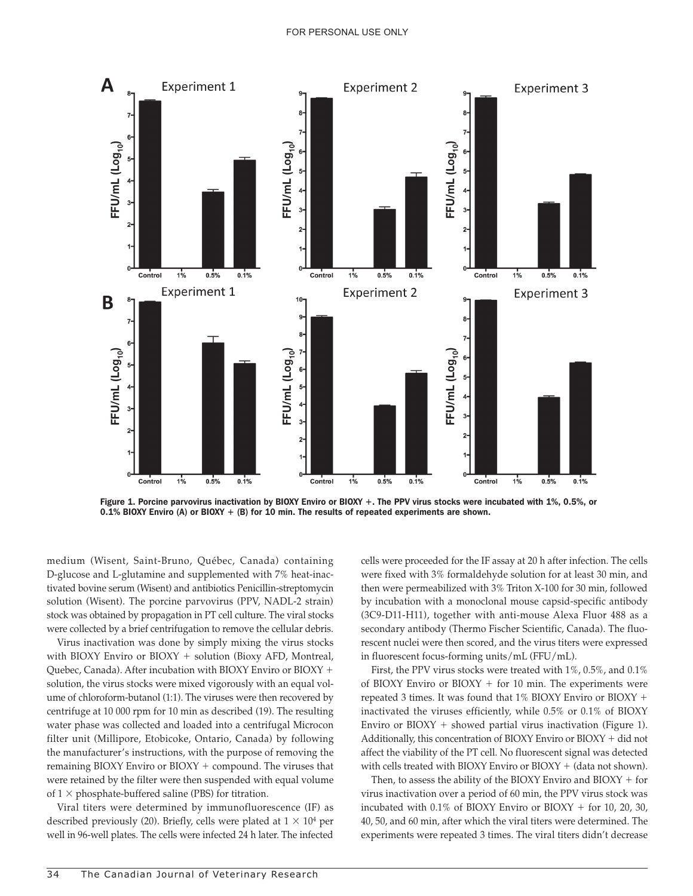Figure 1. Porcine parvovirus inactivation by BIOXY Enviro or BIOXY +. The PPV virus stocks were incubated with 1%, 0.5%, or 0.1% BIOXY Enviro (A) or BIOXY + (B) for 10 min. The results of repeated experiments are shown.

medium (Wisent, Saint-Bruno, Québec, Canada) containing D-glucose and L-glutamine and supplemented with 7% heat-inactivated bovine serum (Wisent) and antibiotics Penicillin-streptomycin solution (Wisent). The porcine parvovirus (PPV, NADL-2 strain) stock was obtained by propagation in PT cell culture. The viral stocks were collected by a brief centrifugation to remove the cellular debris.

Virus inactivation was done by simply mixing the virus stocks with BIOXY Enviro or BIOXY + solution (Bioxy AFD, Montreal, Quebec, Canada). After incubation with BIOXY Enviro or BIOXY + solution, the virus stocks were mixed vigorously with an equal volume of chloroform-butanol (1:1). The viruses were then recovered by centrifuge at 10 000 rpm for 10 min as described (19). The resulting water phase was collected and loaded into a centrifugal Microcon filter unit (Millipore, Etobicoke, Ontario, Canada) by following the manufacturer's instructions, with the purpose of removing the remaining BIOXY Enviro or BIOXY + compound. The viruses that were retained by the filter were then suspended with equal volume of $1 \times$ phosphate-buffered saline (PBS) for titration.

Viral titers were determined by immunofluorescence (IF) as described previously (20). Briefly, cells were plated at $1 \times 10^4$ per well in 96-well plates. The cells were infected 24 h later. The infected cells were proceeded for the IF assay at 20 h after infection. The cells were fixed with 3% formaldehyde solution for at least 30 min, and then were permeabilized with 3% Triton X-100 for 30 min, followed by incubation with a monoclonal mouse capsid-specific antibody (3C9-D11-H11), together with anti-mouse Alexa Fluor 488 as a secondary antibody (Thermo Fischer Scientific, Canada). The fluorescent nuclei were then scored, and the virus titers were expressed in fluorescent focus-forming units/mL (FFU/mL).

First, the PPV virus stocks were treated with 1%, 0.5%, and 0.1% of BIOXY Enviro or BIOXY + for 10 min. The experiments were repeated 3 times. It was found that 1% BIOXY Enviro or BIOXY + inactivated the viruses efficiently, while 0.5% or 0.1% of BIOXY Enviro or BIOXY + showed partial virus inactivation (Figure 1). Additionally, this concentration of BIOXY Enviro or BIOXY + did not affect the viability of the PT cell. No fluorescent signal was detected with cells treated with BIOXY Enviro or BIOXY + (data not shown).

Then, to assess the ability of the BIOXY Enviro and BIOXY + for virus inactivation over a period of 60 min, the PPV virus stock was incubated with 0.1% of BIOXY Enviro or BIOXY + for 10, 20, 30, 40, 50, and 60 min, after which the viral titers were determined. The experiments were repeated 3 times. The viral titers didn't decrease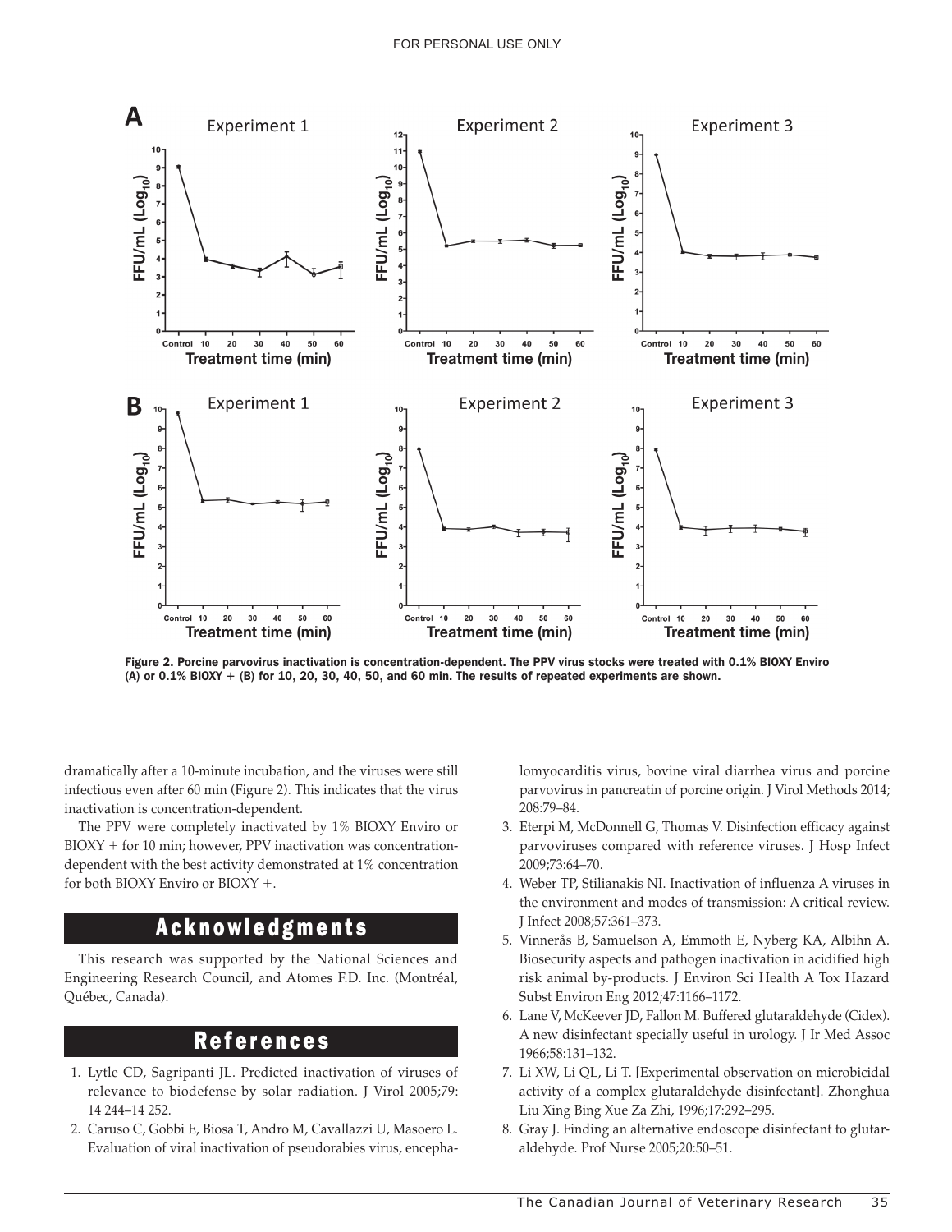Figure 2. Porcine parvovirus inactivation is concentration-dependent. The PPV virus stocks were treated with 0.1% BIOXY Enviro (A) or 0.1% BIOXY + (B) for 10, 20, 30, 40, 50, and 60 min. The results of repeated experiments are shown.

dramatically after a 10-minute incubation, and the viruses were still infectious even after 60 min (Figure 2). This indicates that the virus inactivation is concentration-dependent.

The PPV were completely inactivated by 1% BIOXY Enviro or BIOXY + for 10 min; however, PPV inactivation was concentration-dependent with the best activity demonstrated at 1% concentration for both BIOXY Enviro or BIOXY +.

## Acknowledgments

This research was supported by the National Sciences and Engineering Research Council, and Atomes F.D. Inc. (Montréal, Québec, Canada).

## References

1. Lytle CD, Sagripanti JL. Predicted inactivation of viruses of relevance to biodefense by solar radiation. J Virol 2005;79: 14 244–14 252.
2. Caruso C, Gobbi E, Biosa T, Andro M, Cavallazzi U, Masoero L. Evaluation of viral inactivation of pseudorabies virus, encephalomyocarditis virus, bovine viral diarrhea virus and porcine parvovirus in pancreatin of porcine origin. J Virol Methods 2014; 208:79–84.
3. Eterpi M, McDonnell G, Thomas V. Disinfection efficacy against parvoviruses compared with reference viruses. J Hosp Infect 2009;73:64–70.
4. Weber TP, Stilianakis NI. Inactivation of influenza A viruses in the environment and modes of transmission: A critical review. J Infect 2008;57:361–373.
5. Vinnerås B, Samuelson A, Emmoth E, Nyberg KA, Albihn A. Biosecurity aspects and pathogen inactivation in acidified high risk animal by-products. J Environ Sci Health A Tox Hazard Subst Environ Eng 2012;47:1166–1172.
6. Lane V, McKeever JD, Fallon M. Buffered glutaraldehyde (Cidex). A new disinfectant specially useful in urology. J Ir Med Assoc 1966;58:131–132.
7. Li XW, Li QL, Li T. [Experimental observation on microbicidal activity of a complex glutaraldehyde disinfectant]. Zhonghua Liu Xing Bing Xue Za Zhi, 1996;17:292–295.
8. Gray J. Finding an alternative endoscope disinfectant to glutaraldehyde. Prof Nurse 2005;20:50–51.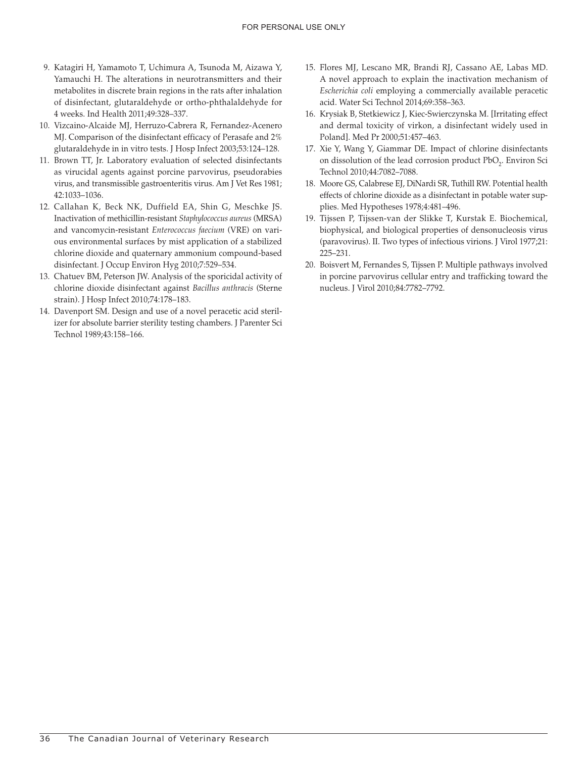9. Katagiri H, Yamamoto T, Uchimura A, Tsunoda M, Aizawa Y, Yamauchi H. The alterations in neurotransmitters and their metabolites in discrete brain regions in the rats after inhalation of disinfectant, glutaraldehyde or ortho-phthalaldehyde for 4 weeks. Ind Health 2011;49:328–337.
10. Vizcaino-Alcaide MJ, Herruzo-Cabrera R, Fernandez-Acenero MJ. Comparison of the disinfectant efficacy of Perasafe and 2% glutaraldehyde in in vitro tests. J Hosp Infect 2003;53:124–128.
11. Brown TT, Jr. Laboratory evaluation of selected disinfectants as virucidal agents against porcine parvovirus, pseudorabies virus, and transmissible gastroenteritis virus. Am J Vet Res 1981; 42:1033–1036.
12. Callahan K, Beck NK, Duffield EA, Shin G, Meschke JS. Inactivation of methicillin-resistant *Staphylococcus aureus* (MRSA) and vancomycin-resistant *Enterococcus faecium* (VRE) on various environmental surfaces by mist application of a stabilized chlorine dioxide and quaternary ammonium compound-based disinfectant. J Occup Environ Hyg 2010;7:529–534.
13. Chatuev BM, Peterson JW. Analysis of the sporicidal activity of chlorine dioxide disinfectant against *Bacillus anthracis* (Sterne strain). J Hosp Infect 2010;74:178–183.
14. Davenport SM. Design and use of a novel peracetic acid sterilizer for absolute barrier sterility testing chambers. J Parenter Sci Technol 1989;43:158–166.
15. Flores MJ, Lescano MR, Brandi RJ, Cassano AE, Labas MD. A novel approach to explain the inactivation mechanism of *Escherichia coli* employing a commercially available peracetic acid. Water Sci Technol 2014;69:358–363.
16. Krysiak B, Stetkiewicz J, Kiec-Swierczynska M. [Irritating effect and dermal toxicity of virkon, a disinfectant widely used in Poland]. Med Pr 2000;51:457–463.
17. Xie Y, Wang Y, Giammar DE. Impact of chlorine disinfectants on dissolution of the lead corrosion product $PbO_2$. Environ Sci Technol 2010;44:7082–7088.
18. Moore GS, Calabrese EJ, DiNardi SR, Tuthill RW. Potential health effects of chlorine dioxide as a disinfectant in potable water supplies. Med Hypotheses 1978;4:481–496.
19. Tijssen P, Tijssen-van der Slikke T, Kurstak E. Biochemical, biophysical, and biological properties of densonucleosis virus (paravovirus). II. Two types of infectious virions. J Virol 1977;21: 225–231.
20. Boisvert M, Fernandes S, Tijssen P. Multiple pathways involved in porcine parvovirus cellular entry and trafficking toward the nucleus. J Virol 2010;84:7782–7792.